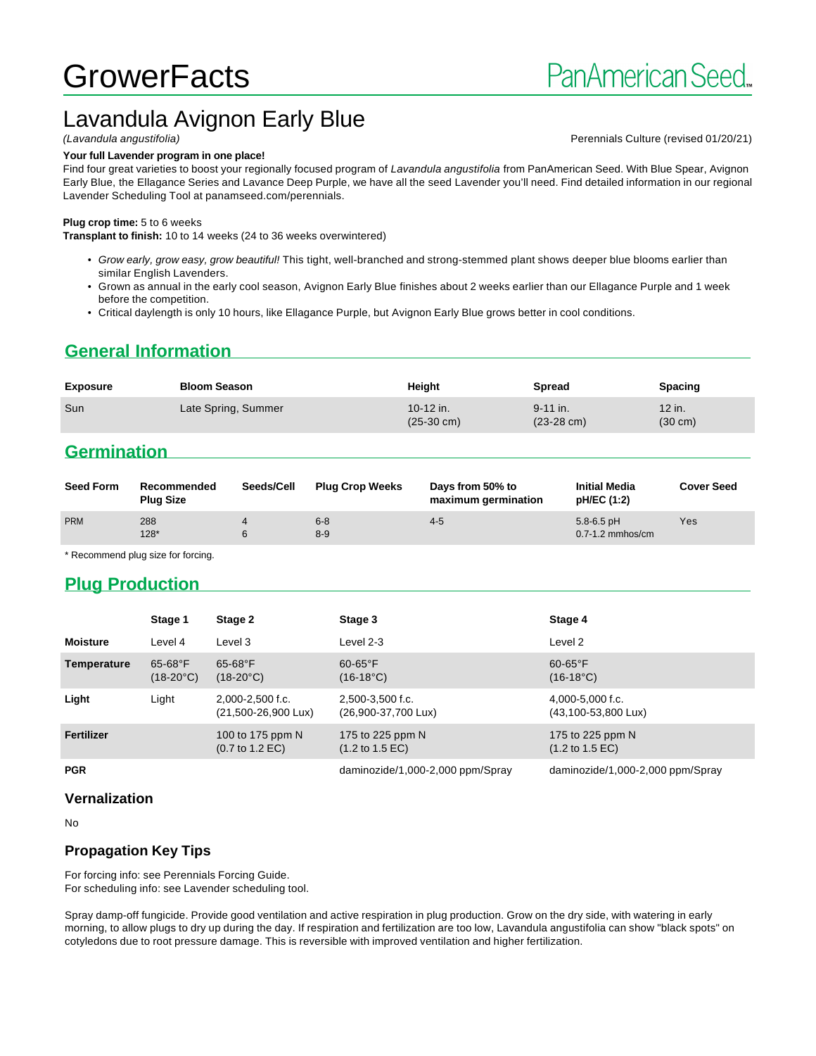# GrowerFacts

PanAmerican Seed

## Lavandula Avignon Early Blue

*(Lavandula angustifolia)*

Perennials Culture (revised 01/20/21)

**Your full Lavender program in one place!**

Find four great varieties to boost your regionally focused program of *Lavandula angustifolia* from PanAmerican Seed. With Blue Spear, Avignon Early Blue, the Ellagance Series and Lavance Deep Purple, we have all the seed Lavender you'll need. Find detailed information in our regional Lavender Scheduling Tool at panamseed.com/perennials.

**Plug crop time:** 5 to 6 weeks
**Transplant to finish:** 10 to 14 weeks (24 to 36 weeks overwintered)

- *Grow early, grow easy, grow beautiful!* This tight, well-branched and strong-stemmed plant shows deeper blue blooms earlier than similar English Lavenders.
- Grown as annual in the early cool season, Avignon Early Blue finishes about 2 weeks earlier than our Ellagance Purple and 1 week before the competition.
- Critical daylength is only 10 hours, like Ellagance Purple, but Avignon Early Blue grows better in cool conditions.

## General Information

| Exposure | Bloom Season | Height | Spread | Spacing |
|---|---|---|---|---|
| Sun | Late Spring, Summer | 10-12 in. (25-30 cm) | 9-11 in. (23-28 cm) | 12 in. (30 cm) |

## Germination

| Seed Form | Recommended Plug Size | Seeds/Cell | Plug Crop Weeks | Days from 50% to maximum germination | Initial Media pH/EC (1:2) | Cover Seed |
|---|---|---|---|---|---|---|
| PRM | 288<br>128* | 4<br>6 | 6-8<br>8-9 | 4-5 | 5.8-6.5 pH<br>0.7-1.2 mmhos/cm | Yes |

\* Recommend plug size for forcing.

## Plug Production

| | Stage 1 | Stage 2 | Stage 3 | Stage 4 |
|---|---|---|---|---|
| **Moisture** | Level 4 | Level 3 | Level 2-3 | Level 2 |
| **Temperature** | 65-68°F (18-20°C) | 65-68°F (18-20°C) | 60-65°F (16-18°C) | 60-65°F (16-18°C) |
| **Light** | Light | 2,000-2,500 f.c. (21,500-26,900 Lux) | 2,500-3,500 f.c. (26,900-37,700 Lux) | 4,000-5,000 f.c. (43,100-53,800 Lux) |
| **Fertilizer** | | 100 to 175 ppm N (0.7 to 1.2 EC) | 175 to 225 ppm N (1.2 to 1.5 EC) | 175 to 225 ppm N (1.2 to 1.5 EC) |
| **PGR** | | | daminozide/1,000-2,000 ppm/Spray | daminozide/1,000-2,000 ppm/Spray |

### Vernalization

No

### Propagation Key Tips

For forcing info: see Perennials Forcing Guide.
For scheduling info: see Lavender scheduling tool.

Spray damp-off fungicide. Provide good ventilation and active respiration in plug production. Grow on the dry side, with watering in early morning, to allow plugs to dry up during the day. If respiration and fertilization are too low, Lavandula angustifolia can show "black spots" on cotyledons due to root pressure damage. This is reversible with improved ventilation and higher fertilization.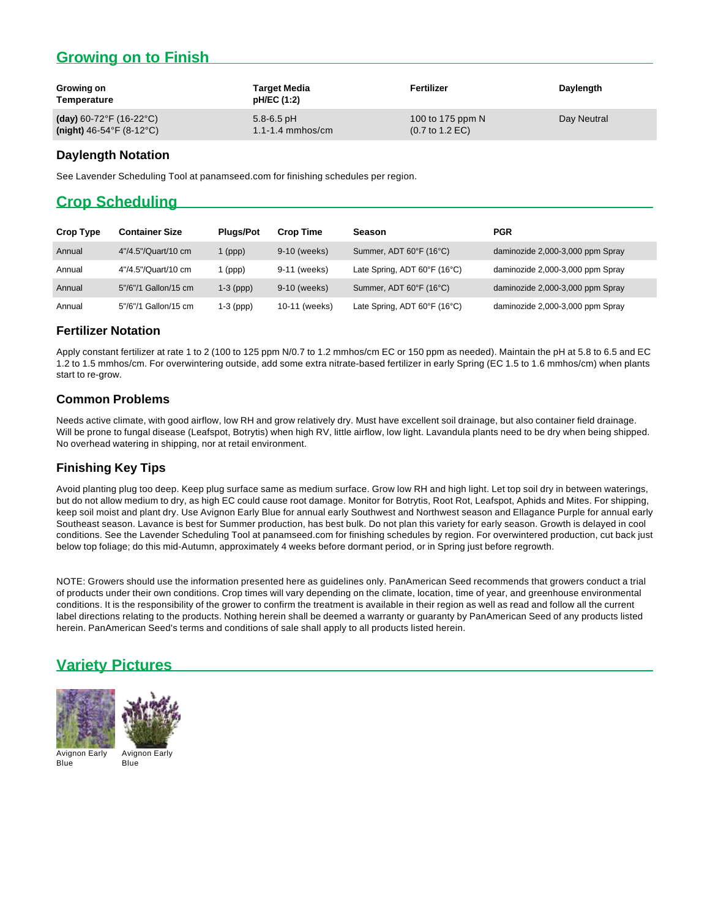## Growing on to Finish

| Growing on Temperature | Target Media pH/EC (1:2) | Fertilizer | Daylength |
| --- | --- | --- | --- |
| **(day)** 60-72°F (16-22°C)<br>**(night)** 46-54°F (8-12°C) | 5.8-6.5 pH<br>1.1-1.4 mmhos/cm | 100 to 175 ppm N<br>(0.7 to 1.2 EC) | Day Neutral |

### Daylength Notation

See Lavender Scheduling Tool at panamseed.com for finishing schedules per region.

## Crop Scheduling

| Crop Type | Container Size | Plugs/Pot | Crop Time | Season | PGR |
| --- | --- | --- | --- | --- | --- |
| Annual | 4"/4.5"/Quart/10 cm | 1 (ppp) | 9-10 (weeks) | Summer, ADT 60°F (16°C) | daminozide 2,000-3,000 ppm Spray |
| Annual | 4"/4.5"/Quart/10 cm | 1 (ppp) | 9-11 (weeks) | Late Spring, ADT 60°F (16°C) | daminozide 2,000-3,000 ppm Spray |
| Annual | 5"/6"/1 Gallon/15 cm | 1-3 (ppp) | 9-10 (weeks) | Summer, ADT 60°F (16°C) | daminozide 2,000-3,000 ppm Spray |
| Annual | 5"/6"/1 Gallon/15 cm | 1-3 (ppp) | 10-11 (weeks) | Late Spring, ADT 60°F (16°C) | daminozide 2,000-3,000 ppm Spray |

### Fertilizer Notation

Apply constant fertilizer at rate 1 to 2 (100 to 125 ppm N/0.7 to 1.2 mmhos/cm EC or 150 ppm as needed). Maintain the pH at 5.8 to 6.5 and EC 1.2 to 1.5 mmhos/cm. For overwintering outside, add some extra nitrate-based fertilizer in early Spring (EC 1.5 to 1.6 mmhos/cm) when plants start to re-grow.

### Common Problems

Needs active climate, with good airflow, low RH and grow relatively dry. Must have excellent soil drainage, but also container field drainage. Will be prone to fungal disease (Leafspot, Botrytis) when high RV, little airflow, low light. Lavandula plants need to be dry when being shipped. No overhead watering in shipping, nor at retail environment.

### Finishing Key Tips

Avoid planting plug too deep. Keep plug surface same as medium surface. Grow low RH and high light. Let top soil dry in between waterings, but do not allow medium to dry, as high EC could cause root damage. Monitor for Botrytis, Root Rot, Leafspot, Aphids and Mites. For shipping, keep soil moist and plant dry. Use Avignon Early Blue for annual early Southwest and Northwest season and Ellagance Purple for annual early Southeast season. Lavance is best for Summer production, has best bulk. Do not plan this variety for early season. Growth is delayed in cool conditions. See the Lavender Scheduling Tool at panamseed.com for finishing schedules by region. For overwintered production, cut back just below top foliage; do this mid-Autumn, approximately 4 weeks before dormant period, or in Spring just before regrowth.

NOTE: Growers should use the information presented here as guidelines only. PanAmerican Seed recommends that growers conduct a trial of products under their own conditions. Crop times will vary depending on the climate, location, time of year, and greenhouse environmental conditions. It is the responsibility of the grower to confirm the treatment is available in their region as well as read and follow all the current label directions relating to the products. Nothing herein shall be deemed a warranty or guaranty by PanAmerican Seed of any products listed herein. PanAmerican Seed's terms and conditions of sale shall apply to all products listed herein.

## Variety Pictures

Avignon Early Blue

Avignon Early Blue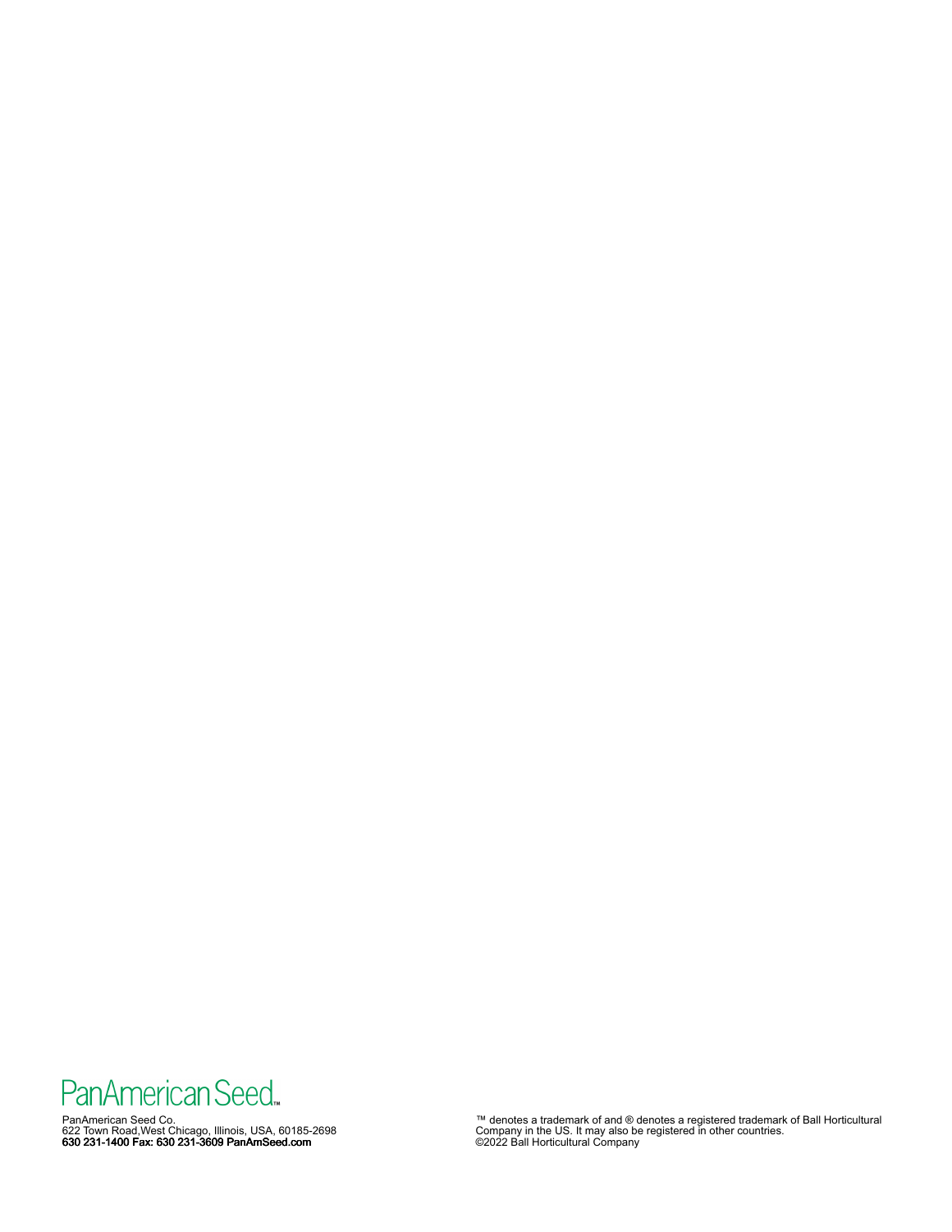PanAmerican Seed™

PanAmerican Seed Co.
622 Town Road,West Chicago, Illinois, USA, 60185-2698
**630 231-1400 Fax: 630 231-3609 PanAmSeed.com**

™ denotes a trademark of and ® denotes a registered trademark of Ball Horticultural Company in the US. It may also be registered in other countries.
©2022 Ball Horticultural Company